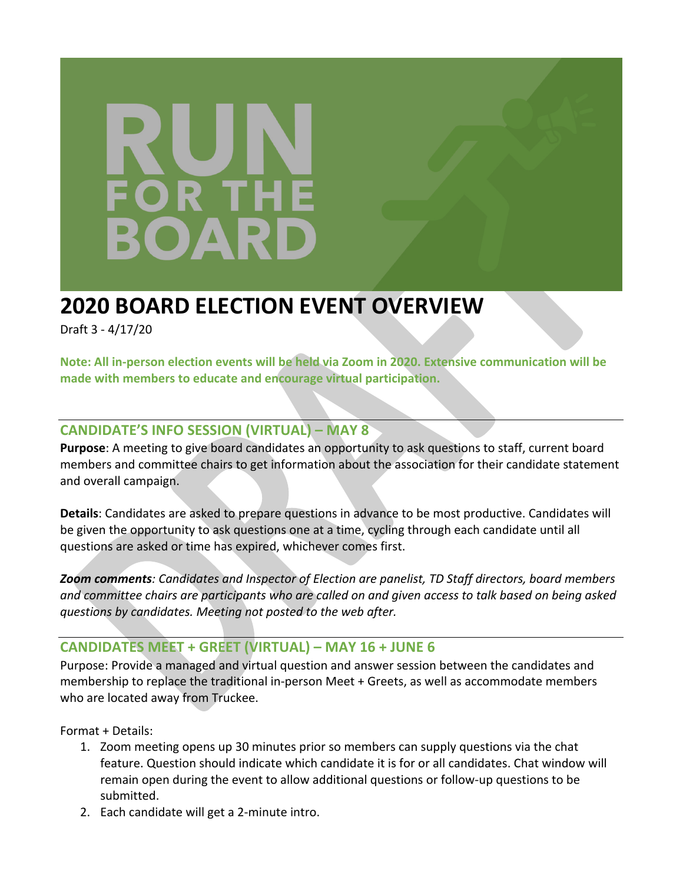RUN FOR THE BOARD

# 2020 BOARD ELECTION EVENT OVERVIEW

Draft 3 - 4/17/20

**Note: All in-person election events will be held via Zoom in 2020. Extensive communication will be made with members to educate and encourage virtual participation.**

## CANDIDATE'S INFO SESSION (VIRTUAL) – MAY 8

**Purpose**: A meeting to give board candidates an opportunity to ask questions to staff, current board members and committee chairs to get information about the association for their candidate statement and overall campaign.

**Details**: Candidates are asked to prepare questions in advance to be most productive. Candidates will be given the opportunity to ask questions one at a time, cycling through each candidate until all questions are asked or time has expired, whichever comes first.

***Zoom comments****: Candidates and Inspector of Election are panelist, TD Staff directors, board members and committee chairs are participants who are called on and given access to talk based on being asked questions by candidates. Meeting not posted to the web after.*

## CANDIDATES MEET + GREET (VIRTUAL) – MAY 16 + JUNE 6

Purpose: Provide a managed and virtual question and answer session between the candidates and membership to replace the traditional in-person Meet + Greets, as well as accommodate members who are located away from Truckee.

Format + Details:

1. Zoom meeting opens up 30 minutes prior so members can supply questions via the chat feature. Question should indicate which candidate it is for or all candidates. Chat window will remain open during the event to allow additional questions or follow-up questions to be submitted.
2. Each candidate will get a 2-minute intro.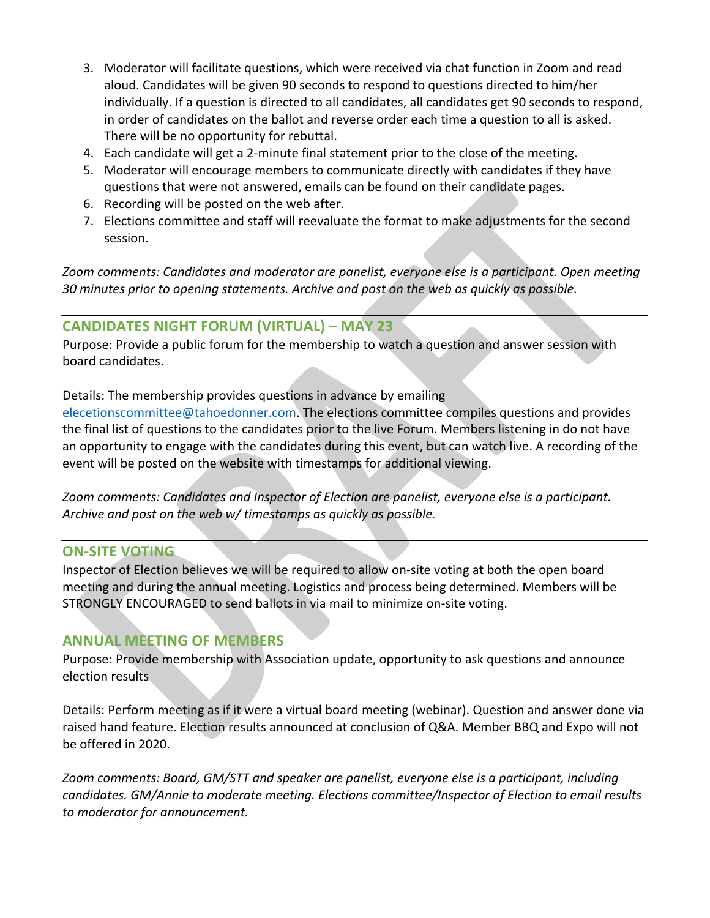3. Moderator will facilitate questions, which were received via chat function in Zoom and read aloud. Candidates will be given 90 seconds to respond to questions directed to him/her individually. If a question is directed to all candidates, all candidates get 90 seconds to respond, in order of candidates on the ballot and reverse order each time a question to all is asked. There will be no opportunity for rebuttal.
4. Each candidate will get a 2-minute final statement prior to the close of the meeting.
5. Moderator will encourage members to communicate directly with candidates if they have questions that were not answered, emails can be found on their candidate pages.
6. Recording will be posted on the web after.
7. Elections committee and staff will reevaluate the format to make adjustments for the second session.

*Zoom comments: Candidates and moderator are panelist, everyone else is a participant. Open meeting 30 minutes prior to opening statements. Archive and post on the web as quickly as possible.*

## CANDIDATES NIGHT FORUM (VIRTUAL) – MAY 23

Purpose: Provide a public forum for the membership to watch a question and answer session with board candidates.

Details: The membership provides questions in advance by emailing elecetionscommittee@tahoedonner.com. The elections committee compiles questions and provides the final list of questions to the candidates prior to the live Forum. Members listening in do not have an opportunity to engage with the candidates during this event, but can watch live. A recording of the event will be posted on the website with timestamps for additional viewing.

*Zoom comments: Candidates and Inspector of Election are panelist, everyone else is a participant. Archive and post on the web w/ timestamps as quickly as possible.*

## ON-SITE VOTING

Inspector of Election believes we will be required to allow on-site voting at both the open board meeting and during the annual meeting. Logistics and process being determined. Members will be STRONGLY ENCOURAGED to send ballots in via mail to minimize on-site voting.

## ANNUAL MEETING OF MEMBERS

Purpose: Provide membership with Association update, opportunity to ask questions and announce election results

Details: Perform meeting as if it were a virtual board meeting (webinar). Question and answer done via raised hand feature. Election results announced at conclusion of Q&A. Member BBQ and Expo will not be offered in 2020.

*Zoom comments: Board, GM/STT and speaker are panelist, everyone else is a participant, including candidates. GM/Annie to moderate meeting. Elections committee/Inspector of Election to email results to moderator for announcement.*